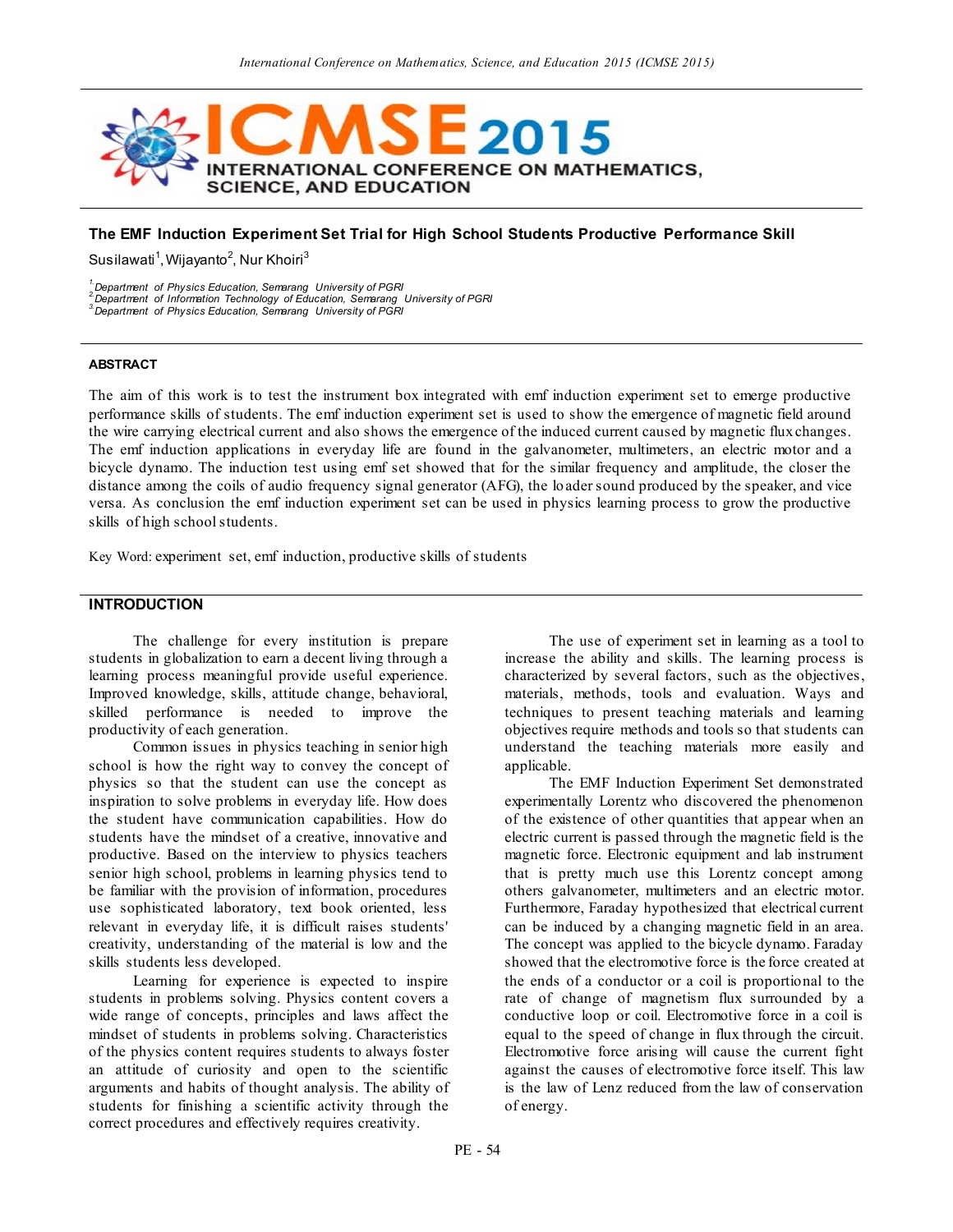# The EMF Induction Experiment Set Trial for High School Students Productive Performance Skill

Susilawati[1], Wijayanto[2], Nur Khoiri[3]

[1]*Department of Physics Education, Semarang University of PGRI*
[2]*Department of Information Technology of Education, Semarang University of PGRI*
[3]*Department of Physics Education, Semarang University of PGRI*

#### ABSTRACT

The aim of this work is to test the instrument box integrated with emf induction experiment set to emerge productive performance skills of students. The emf induction experiment set is used to show the emergence of magnetic field around the wire carrying electrical current and also shows the emergence of the induced current caused by magnetic flux changes. The emf induction applications in everyday life are found in the galvanometer, multimeters, an electric motor and a bicycle dynamo. The induction test using emf set showed that for the similar frequency and amplitude, the closer the distance among the coils of audio frequency signal generator (AFG), the loader sound produced by the speaker, and vice versa. As conclusion the emf induction experiment set can be used in physics learning process to grow the productive skills of high school students.

Key Word: experiment set, emf induction, productive skills of students

## INTRODUCTION

The challenge for every institution is prepare students in globalization to earn a decent living through a learning process meaningful provide useful experience. Improved knowledge, skills, attitude change, behavioral, skilled performance is needed to improve the productivity of each generation.

Common issues in physics teaching in senior high school is how the right way to convey the concept of physics so that the student can use the concept as inspiration to solve problems in everyday life. How does the student have communication capabilities. How do students have the mindset of a creative, innovative and productive. Based on the interview to physics teachers senior high school, problems in learning physics tend to be familiar with the provision of information, procedures use sophisticated laboratory, text book oriented, less relevant in everyday life, it is difficult raises students' creativity, understanding of the material is low and the skills students less developed.

Learning for experience is expected to inspire students in problems solving. Physics content covers a wide range of concepts, principles and laws affect the mindset of students in problems solving. Characteristics of the physics content requires students to always foster an attitude of curiosity and open to the scientific arguments and habits of thought analysis. The ability of students for finishing a scientific activity through the correct procedures and effectively requires creativity.

The use of experiment set in learning as a tool to increase the ability and skills. The learning process is characterized by several factors, such as the objectives, materials, methods, tools and evaluation. Ways and techniques to present teaching materials and learning objectives require methods and tools so that students can understand the teaching materials more easily and applicable.

The EMF Induction Experiment Set demonstrated experimentally Lorentz who discovered the phenomenon of the existence of other quantities that appear when an electric current is passed through the magnetic field is the magnetic force. Electronic equipment and lab instrument that is pretty much use this Lorentz concept among others galvanometer, multimeters and an electric motor. Furthermore, Faraday hypothesized that electrical current can be induced by a changing magnetic field in an area. The concept was applied to the bicycle dynamo. Faraday showed that the electromotive force is the force created at the ends of a conductor or a coil is proportional to the rate of change of magnetism flux surrounded by a conductive loop or coil. Electromotive force in a coil is equal to the speed of change in flux through the circuit. Electromotive force arising will cause the current fight against the causes of electromotive force itself. This law is the law of Lenz reduced from the law of conservation of energy.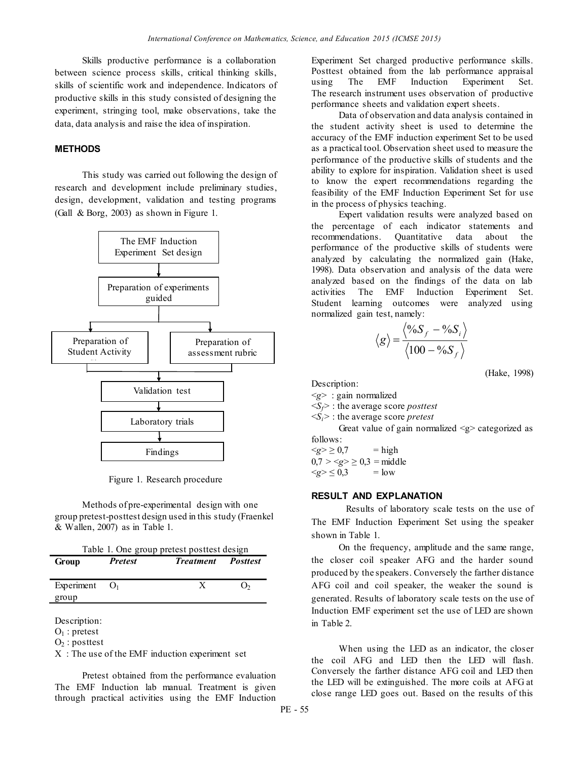Skills productive performance is a collaboration between science process skills, critical thinking skills, skills of scientific work and independence. Indicators of productive skills in this study consisted of designing the experiment, stringing tool, make observations, take the data, data analysis and raise the idea of inspiration.

## METHODS

This study was carried out following the design of research and development include preliminary studies, design, development, validation and testing programs (Gall & Borg, 2003) as shown in Figure 1.

The EMF Induction Experiment Set design → Preparation of experiments guided → Preparation of Student Activity / Preparation of assessment rubric → Validation test → Laboratory trials → Findings

Figure 1. Research procedure

Methods of pre-experimental design with one group pretest-posttest design used in this study (Fraenkel & Wallen, 2007) as in Table 1.

Table 1. One group pretest posttest design

| Group | *Pretest* | *Treatment* | *Posttest* |
|---|---|---|---|
| Experiment group | $O_1$ | X | $O_2$ |

Description:
$O_1$ : pretest
$O_2$ : posttest
X : The use of the EMF induction experiment set

Pretest obtained from the performance evaluation The EMF Induction lab manual. Treatment is given through practical activities using the EMF Induction Experiment Set charged productive performance skills. Posttest obtained from the lab performance appraisal using The EMF Induction Experiment Set. The research instrument uses observation of productive performance sheets and validation expert sheets.

Data of observation and data analysis contained in the student activity sheet is used to determine the accuracy of the EMF induction experiment Set to be used as a practical tool. Observation sheet used to measure the performance of the productive skills of students and the ability to explore for inspiration. Validation sheet is used to know the expert recommendations regarding the feasibility of the EMF Induction Experiment Set for use in the process of physics teaching.

Expert validation results were analyzed based on the percentage of each indicator statements and recommendations. Quantitative data about the performance of the productive skills of students were analyzed by calculating the normalized gain (Hake, 1998). Data observation and analysis of the data were analyzed based on the findings of the data on lab activities The EMF Induction Experiment Set. Student learning outcomes were analyzed using normalized gain test, namely:

$$\langle g \rangle = \frac{\langle \%S_f - \%S_i \rangle}{\langle 100 - \%S_f \rangle}$$

(Hake, 1998)

Description:
$\langle g \rangle$ : gain normalized
$\langle S_f \rangle$ : the average score *posttest*
$\langle S_i \rangle$ : the average score *pretest*

Great value of gain normalized $\langle g \rangle$ categorized as follows:
$\langle g \rangle \geq 0,7$ = high
$0,7 > \langle g \rangle \geq 0,3$ = middle
$\langle g \rangle \leq 0,3$ = low

## RESULT AND EXPLANATION

Results of laboratory scale tests on the use of The EMF Induction Experiment Set using the speaker shown in Table 1.

On the frequency, amplitude and the same range, the closer coil speaker AFG and the harder sound produced by the speakers. Conversely the farther distance AFG coil and coil speaker, the weaker the sound is generated. Results of laboratory scale tests on the use of Induction EMF experiment set the use of LED are shown in Table 2.

When using the LED as an indicator, the closer the coil AFG and LED then the LED will flash. Conversely the farther distance AFG coil and LED then the LED will be extinguished. The more coils at AFG at close range LED goes out. Based on the results of this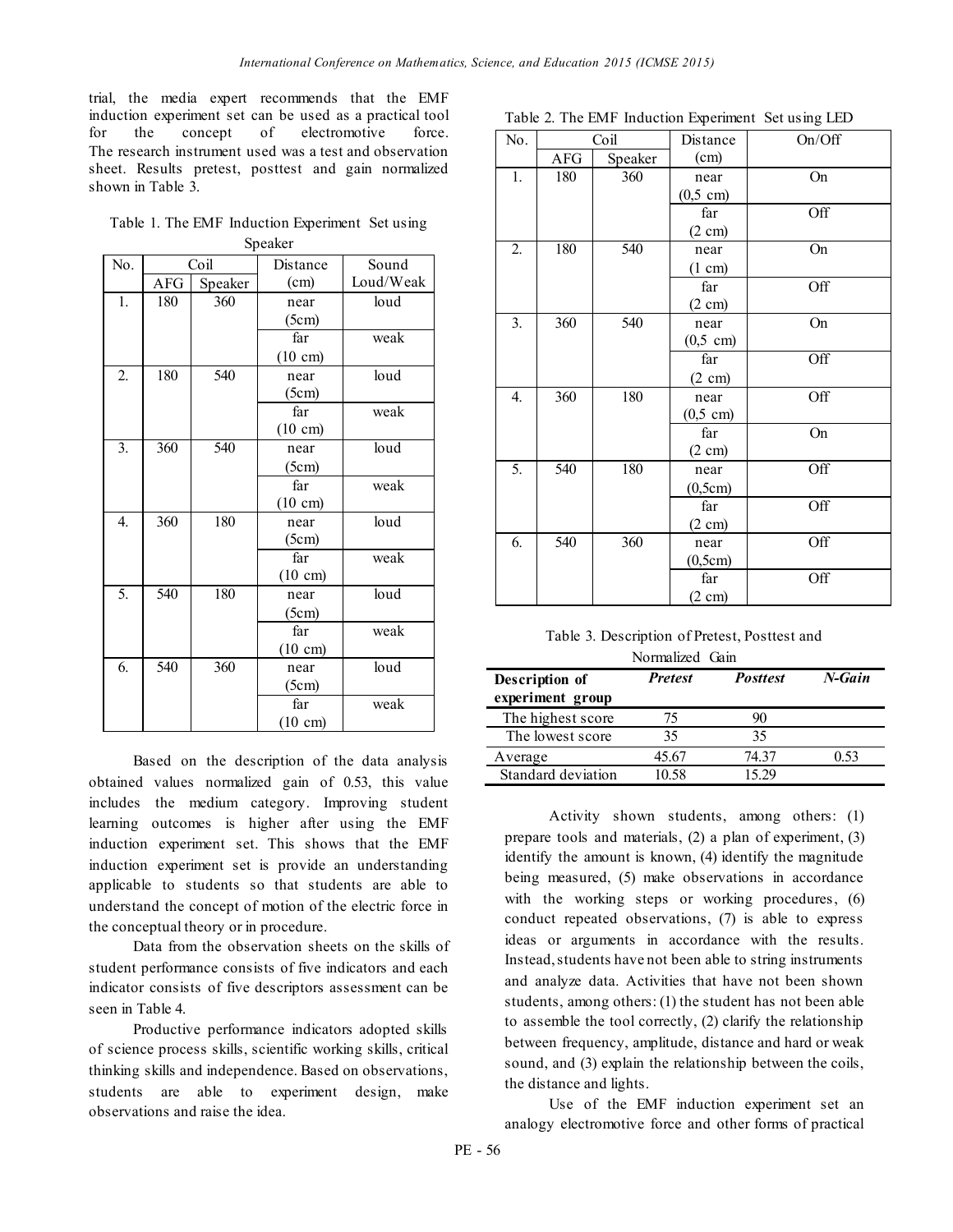trial, the media expert recommends that the EMF induction experiment set can be used as a practical tool for the concept of electromotive force. The research instrument used was a test and observation sheet. Results pretest, posttest and gain normalized shown in Table 3.

Table 1. The EMF Induction Experiment Set using Speaker

| No. | Coil | | Distance | Sound |
|---|---|---|---|---|
| | AFG | Speaker | (cm) | Loud/Weak |
| 1. | 180 | 360 | near (5cm) | loud |
| | | | far (10 cm) | weak |
| 2. | 180 | 540 | near (5cm) | loud |
| | | | far (10 cm) | weak |
| 3. | 360 | 540 | near (5cm) | loud |
| | | | far (10 cm) | weak |
| 4. | 360 | 180 | near (5cm) | loud |
| | | | far (10 cm) | weak |
| 5. | 540 | 180 | near (5cm) | loud |
| | | | far (10 cm) | weak |
| 6. | 540 | 360 | near (5cm) | loud |
| | | | far (10 cm) | weak |

Based on the description of the data analysis obtained values normalized gain of 0.53, this value includes the medium category. Improving student learning outcomes is higher after using the EMF induction experiment set. This shows that the EMF induction experiment set is provide an understanding applicable to students so that students are able to understand the concept of motion of the electric force in the conceptual theory or in procedure.

Data from the observation sheets on the skills of student performance consists of five indicators and each indicator consists of five descriptors assessment can be seen in Table 4.

Productive performance indicators adopted skills of science process skills, scientific working skills, critical thinking skills and independence. Based on observations, students are able to experiment design, make observations and raise the idea.

Table 2. The EMF Induction Experiment Set using LED

| No. | Coil | | Distance | On/Off |
|---|---|---|---|---|
| | AFG | Speaker | (cm) | |
| 1. | 180 | 360 | near (0,5 cm) | On |
| | | | far (2 cm) | Off |
| 2. | 180 | 540 | near (1 cm) | On |
| | | | far (2 cm) | Off |
| 3. | 360 | 540 | near (0,5 cm) | On |
| | | | far (2 cm) | Off |
| 4. | 360 | 180 | near (0,5 cm) | Off |
| | | | far (2 cm) | On |
| 5. | 540 | 180 | near (0,5cm) | Off |
| | | | far (2 cm) | Off |
| 6. | 540 | 360 | near (0,5cm) | Off |
| | | | far (2 cm) | Off |

Table 3. Description of Pretest, Posttest and Normalized Gain

| Description of experiment group | *Pretest* | *Posttest* | *N-Gain* |
|---|---|---|---|
| The highest score | 75 | 90 | |
| The lowest score | 35 | 35 | |
| Average | 45.67 | 74.37 | 0.53 |
| Standard deviation | 10.58 | 15.29 | |

Activity shown students, among others: (1) prepare tools and materials, (2) a plan of experiment, (3) identify the amount is known, (4) identify the magnitude being measured, (5) make observations in accordance with the working steps or working procedures, (6) conduct repeated observations, (7) is able to express ideas or arguments in accordance with the results. Instead, students have not been able to string instruments and analyze data. Activities that have not been shown students, among others: (1) the student has not been able to assemble the tool correctly, (2) clarify the relationship between frequency, amplitude, distance and hard or weak sound, and (3) explain the relationship between the coils, the distance and lights.

Use of the EMF induction experiment set an analogy electromotive force and other forms of practical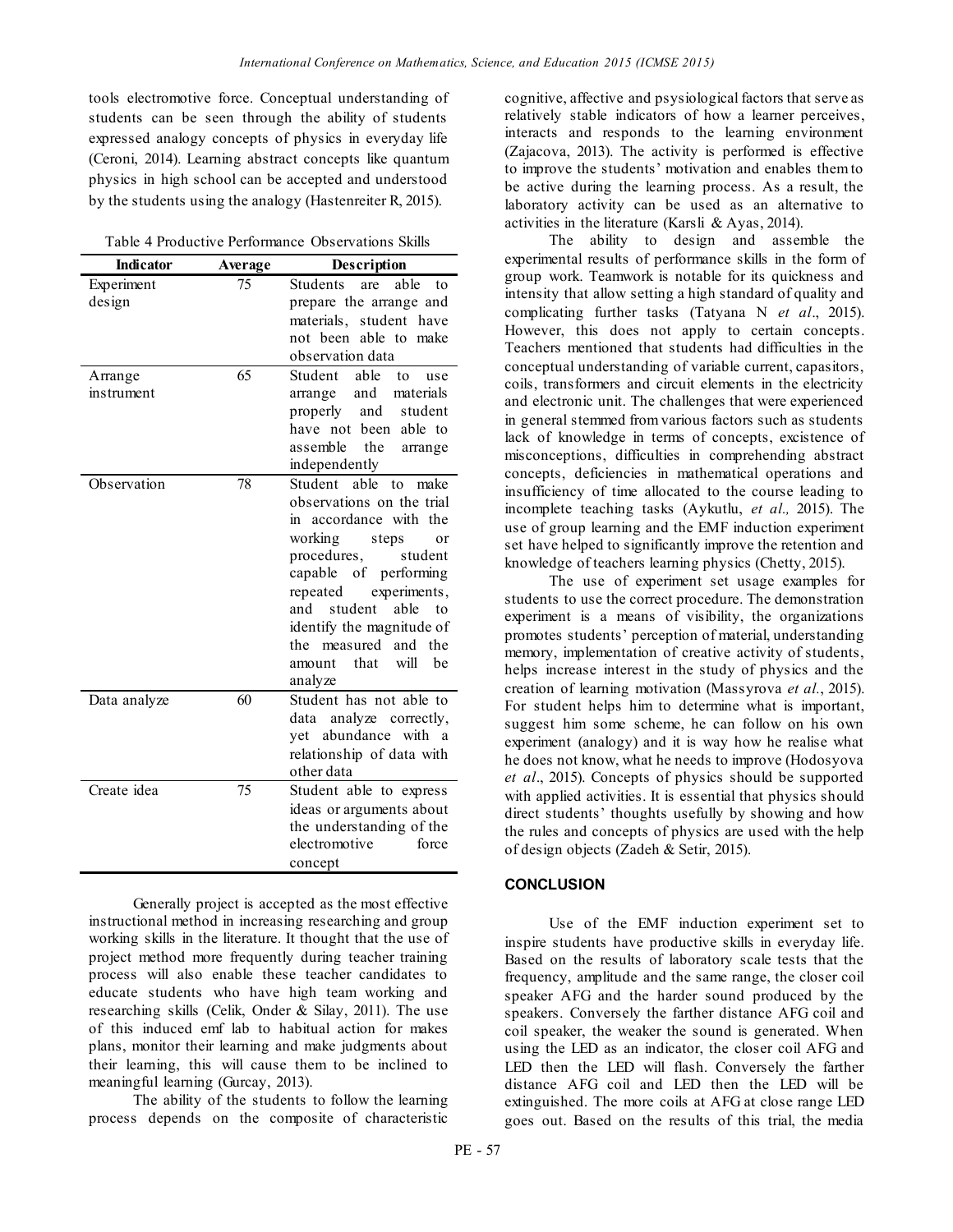tools electromotive force. Conceptual understanding of students can be seen through the ability of students expressed analogy concepts of physics in everyday life (Ceroni, 2014). Learning abstract concepts like quantum physics in high school can be accepted and understood by the students using the analogy (Hastenreiter R, 2015).

Table 4 Productive Performance Observations Skills

| Indicator | Average | Description |
|---|---|---|
| Experiment design | 75 | Students are able to prepare the arrange and materials, student have not been able to make observation data |
| Arrange instrument | 65 | Student able to use arrange and materials properly and student have not been able to assemble the arrange independently |
| Observation | 78 | Student able to make observations on the trial in accordance with the working steps or procedures, student capable of performing repeated experiments, and student able to identify the magnitude of the measured and the amount that will be analyze |
| Data analyze | 60 | Student has not able to data analyze correctly, yet abundance with a relationship of data with other data |
| Create idea | 75 | Student able to express ideas or arguments about the understanding of the electromotive force concept |

Generally project is accepted as the most effective instructional method in increasing researching and group working skills in the literature. It thought that the use of project method more frequently during teacher training process will also enable these teacher candidates to educate students who have high team working and researching skills (Celik, Onder & Silay, 2011). The use of this induced emf lab to habitual action for makes plans, monitor their learning and make judgments about their learning, this will cause them to be inclined to meaningful learning (Gurcay, 2013).

The ability of the students to follow the learning process depends on the composite of characteristic cognitive, affective and psysiological factors that serve as relatively stable indicators of how a learner perceives, interacts and responds to the learning environment (Zajacova, 2013). The activity is performed is effective to improve the students' motivation and enables them to be active during the learning process. As a result, the laboratory activity can be used as an alternative to activities in the literature (Karsli & Ayas, 2014).

The ability to design and assemble the experimental results of performance skills in the form of group work. Teamwork is notable for its quickness and intensity that allow setting a high standard of quality and complicating further tasks (Tatyana N *et al*., 2015). However, this does not apply to certain concepts. Teachers mentioned that students had difficulties in the conceptual understanding of variable current, capasitors, coils, transformers and circuit elements in the electricity and electronic unit. The challenges that were experienced in general stemmed from various factors such as students lack of knowledge in terms of concepts, excistence of misconceptions, difficulties in comprehending abstract concepts, deficiencies in mathematical operations and insufficiency of time allocated to the course leading to incomplete teaching tasks (Aykutlu, *et al.,* 2015). The use of group learning and the EMF induction experiment set have helped to significantly improve the retention and knowledge of teachers learning physics (Chetty, 2015).

The use of experiment set usage examples for students to use the correct procedure. The demonstration experiment is a means of visibility, the organizations promotes students' perception of material, understanding memory, implementation of creative activity of students, helps increase interest in the study of physics and the creation of learning motivation (Massyrova *et al.*, 2015). For student helps him to determine what is important, suggest him some scheme, he can follow on his own experiment (analogy) and it is way how he realise what he does not know, what he needs to improve (Hodosyova *et al*., 2015). Concepts of physics should be supported with applied activities. It is essential that physics should direct students' thoughts usefully by showing and how the rules and concepts of physics are used with the help of design objects (Zadeh & Setir, 2015).

## CONCLUSION

Use of the EMF induction experiment set to inspire students have productive skills in everyday life. Based on the results of laboratory scale tests that the frequency, amplitude and the same range, the closer coil speaker AFG and the harder sound produced by the speakers. Conversely the farther distance AFG coil and coil speaker, the weaker the sound is generated. When using the LED as an indicator, the closer coil AFG and LED then the LED will flash. Conversely the farther distance AFG coil and LED then the LED will be extinguished. The more coils at AFG at close range LED goes out. Based on the results of this trial, the media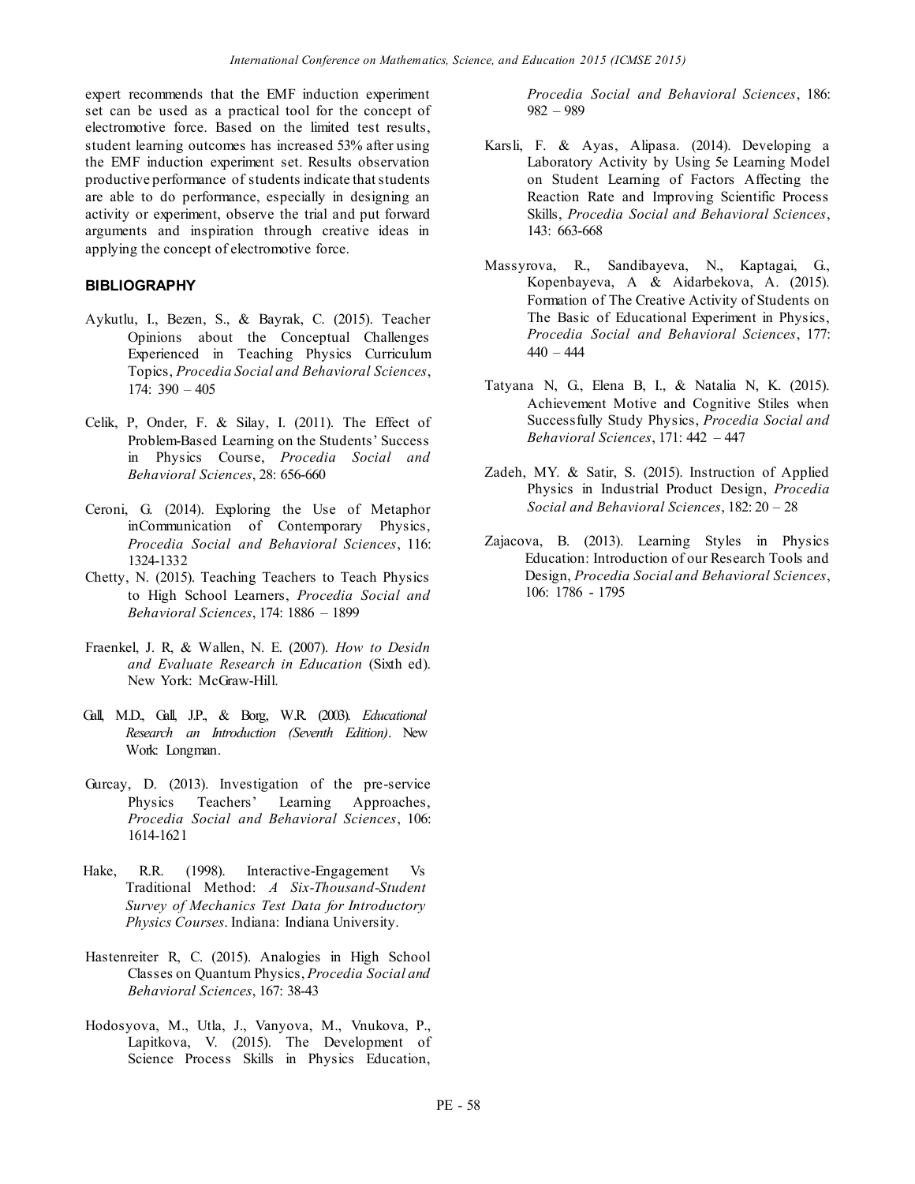expert recommends that the EMF induction experiment set can be used as a practical tool for the concept of electromotive force. Based on the limited test results, student learning outcomes has increased 53% after using the EMF induction experiment set. Results observation productive performance of students indicate that students are able to do performance, especially in designing an activity or experiment, observe the trial and put forward arguments and inspiration through creative ideas in applying the concept of electromotive force.

## BIBLIOGRAPHY

Aykutlu, I., Bezen, S., & Bayrak, C. (2015). Teacher Opinions about the Conceptual Challenges Experienced in Teaching Physics Curriculum Topics, *Procedia Social and Behavioral Sciences*, 174: 390 – 405

Celik, P, Onder, F. & Silay, I. (2011). The Effect of Problem-Based Learning on the Students' Success in Physics Course, *Procedia Social and Behavioral Sciences*, 28: 656-660

Ceroni, G. (2014). Exploring the Use of Metaphor inCommunication of Contemporary Physics, *Procedia Social and Behavioral Sciences*, 116: 1324-1332

Chetty, N. (2015). Teaching Teachers to Teach Physics to High School Learners, *Procedia Social and Behavioral Sciences*, 174: 1886 – 1899

Fraenkel, J. R, & Wallen, N. E. (2007). *How to Desidn and Evaluate Research in Education* (Sixth ed). New York: McGraw-Hill.

Gall, M.D., Gall, J.P., & Borg, W.R. (2003). *Educational Research an Introduction (Seventh Edition)*. New Work: Longman.

Gurcay, D. (2013). Investigation of the pre-service Physics Teachers' Learning Approaches, *Procedia Social and Behavioral Sciences*, 106: 1614-1621

Hake, R.R. (1998). Interactive-Engagement Vs Traditional Method: *A Six-Thousand-Student Survey of Mechanics Test Data for Introductory Physics Courses*. Indiana: Indiana University.

Hastenreiter R, C. (2015). Analogies in High School Classes on Quantum Physics, *Procedia Social and Behavioral Sciences*, 167: 38-43

Hodosyova, M., Utla, J., Vanyova, M., Vnukova, P., Lapitkova, V. (2015). The Development of Science Process Skills in Physics Education, *Procedia Social and Behavioral Sciences*, 186: 982 – 989

Karsli, F. & Ayas, Alipasa. (2014). Developing a Laboratory Activity by Using 5e Learning Model on Student Learning of Factors Affecting the Reaction Rate and Improving Scientific Process Skills, *Procedia Social and Behavioral Sciences*, 143: 663-668

Massyrova, R., Sandibayeva, N., Kaptagai, G., Kopenbayeva, A & Aidarbekova, A. (2015). Formation of The Creative Activity of Students on The Basic of Educational Experiment in Physics, *Procedia Social and Behavioral Sciences*, 177: 440 – 444

Tatyana N, G., Elena B, I., & Natalia N, K. (2015). Achievement Motive and Cognitive Stiles when Successfully Study Physics, *Procedia Social and Behavioral Sciences*, 171: 442 – 447

Zadeh, MY. & Satir, S. (2015). Instruction of Applied Physics in Industrial Product Design, *Procedia Social and Behavioral Sciences*, 182: 20 – 28

Zajacova, B. (2013). Learning Styles in Physics Education: Introduction of our Research Tools and Design, *Procedia Social and Behavioral Sciences*, 106: 1786 - 1795